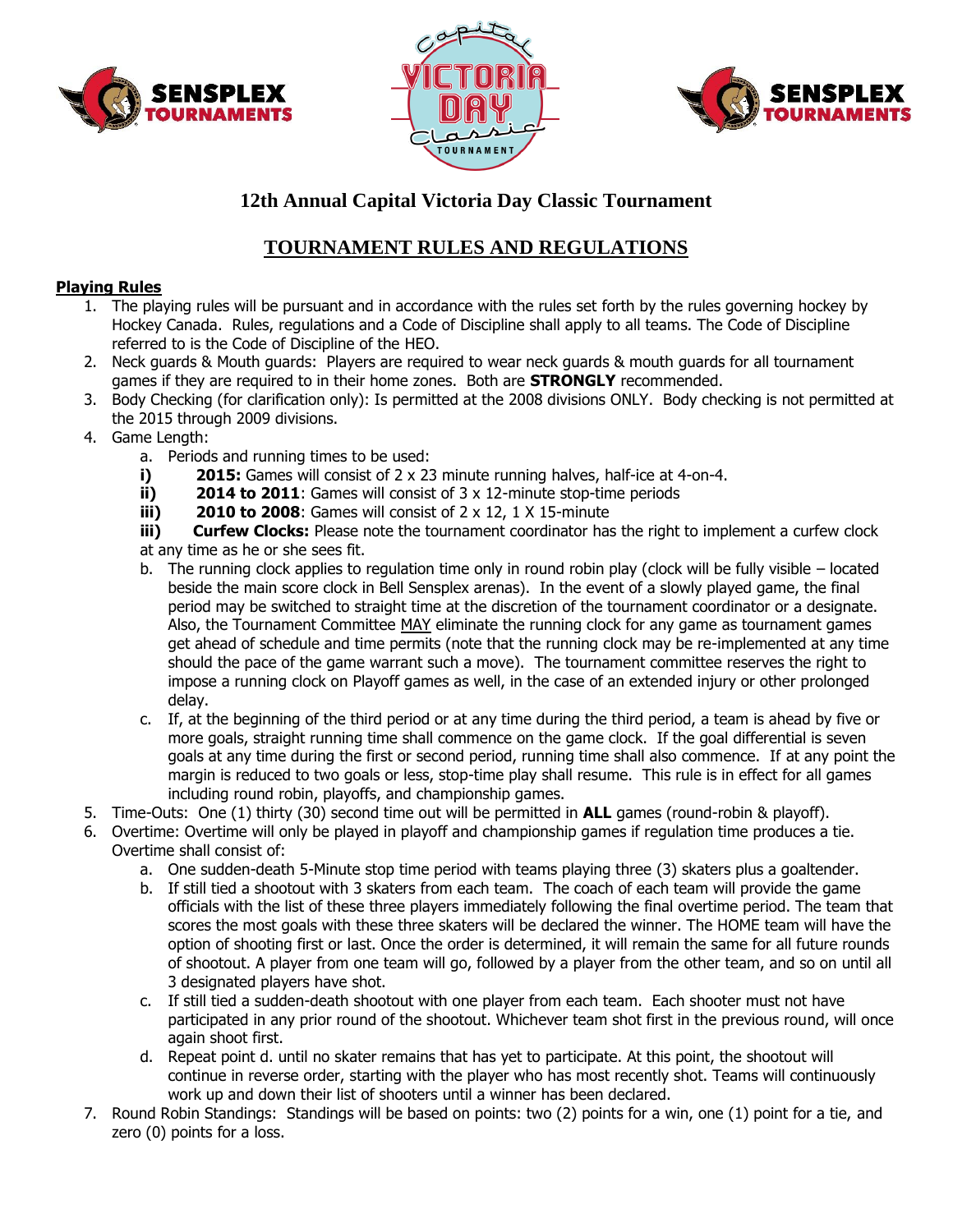# 12th Annual Capital Victoria Day Classic Tournament

## TOURNAMENT RULES AND REGULATIONS

**Playing Rules**

1. The playing rules will be pursuant and in accordance with the rules set forth by the rules governing hockey by Hockey Canada. Rules, regulations and a Code of Discipline shall apply to all teams. The Code of Discipline referred to is the Code of Discipline of the HEO.
2. Neck guards & Mouth guards: Players are required to wear neck guards & mouth guards for all tournament games if they are required to in their home zones. Both are **STRONGLY** recommended.
3. Body Checking (for clarification only): Is permitted at the 2008 divisions ONLY. Body checking is not permitted at the 2015 through 2009 divisions.
4. Game Length:
   a. Periods and running times to be used:
      **i)** **2015:** Games will consist of 2 x 23 minute running halves, half-ice at 4-on-4.
      **ii)** **2014 to 2011**: Games will consist of 3 x 12-minute stop-time periods
      **iii)** **2010 to 2008**: Games will consist of 2 x 12, 1 X 15-minute
      **iii)** **Curfew Clocks:** Please note the tournament coordinator has the right to implement a curfew clock at any time as he or she sees fit.
   b. The running clock applies to regulation time only in round robin play (clock will be fully visible – located beside the main score clock in Bell Sensplex arenas). In the event of a slowly played game, the final period may be switched to straight time at the discretion of the tournament coordinator or a designate. Also, the Tournament Committee MAY eliminate the running clock for any game as tournament games get ahead of schedule and time permits (note that the running clock may be re-implemented at any time should the pace of the game warrant such a move). The tournament committee reserves the right to impose a running clock on Playoff games as well, in the case of an extended injury or other prolonged delay.
   c. If, at the beginning of the third period or at any time during the third period, a team is ahead by five or more goals, straight running time shall commence on the game clock. If the goal differential is seven goals at any time during the first or second period, running time shall also commence. If at any point the margin is reduced to two goals or less, stop-time play shall resume. This rule is in effect for all games including round robin, playoffs, and championship games.
5. Time-Outs: One (1) thirty (30) second time out will be permitted in **ALL** games (round-robin & playoff).
6. Overtime: Overtime will only be played in playoff and championship games if regulation time produces a tie. Overtime shall consist of:
   a. One sudden-death 5-Minute stop time period with teams playing three (3) skaters plus a goaltender.
   b. If still tied a shootout with 3 skaters from each team. The coach of each team will provide the game officials with the list of these three players immediately following the final overtime period. The team that scores the most goals with these three skaters will be declared the winner. The HOME team will have the option of shooting first or last. Once the order is determined, it will remain the same for all future rounds of shootout. A player from one team will go, followed by a player from the other team, and so on until all 3 designated players have shot.
   c. If still tied a sudden-death shootout with one player from each team. Each shooter must not have participated in any prior round of the shootout. Whichever team shot first in the previous round, will once again shoot first.
   d. Repeat point d. until no skater remains that has yet to participate. At this point, the shootout will continue in reverse order, starting with the player who has most recently shot. Teams will continuously work up and down their list of shooters until a winner has been declared.
7. Round Robin Standings: Standings will be based on points: two (2) points for a win, one (1) point for a tie, and zero (0) points for a loss.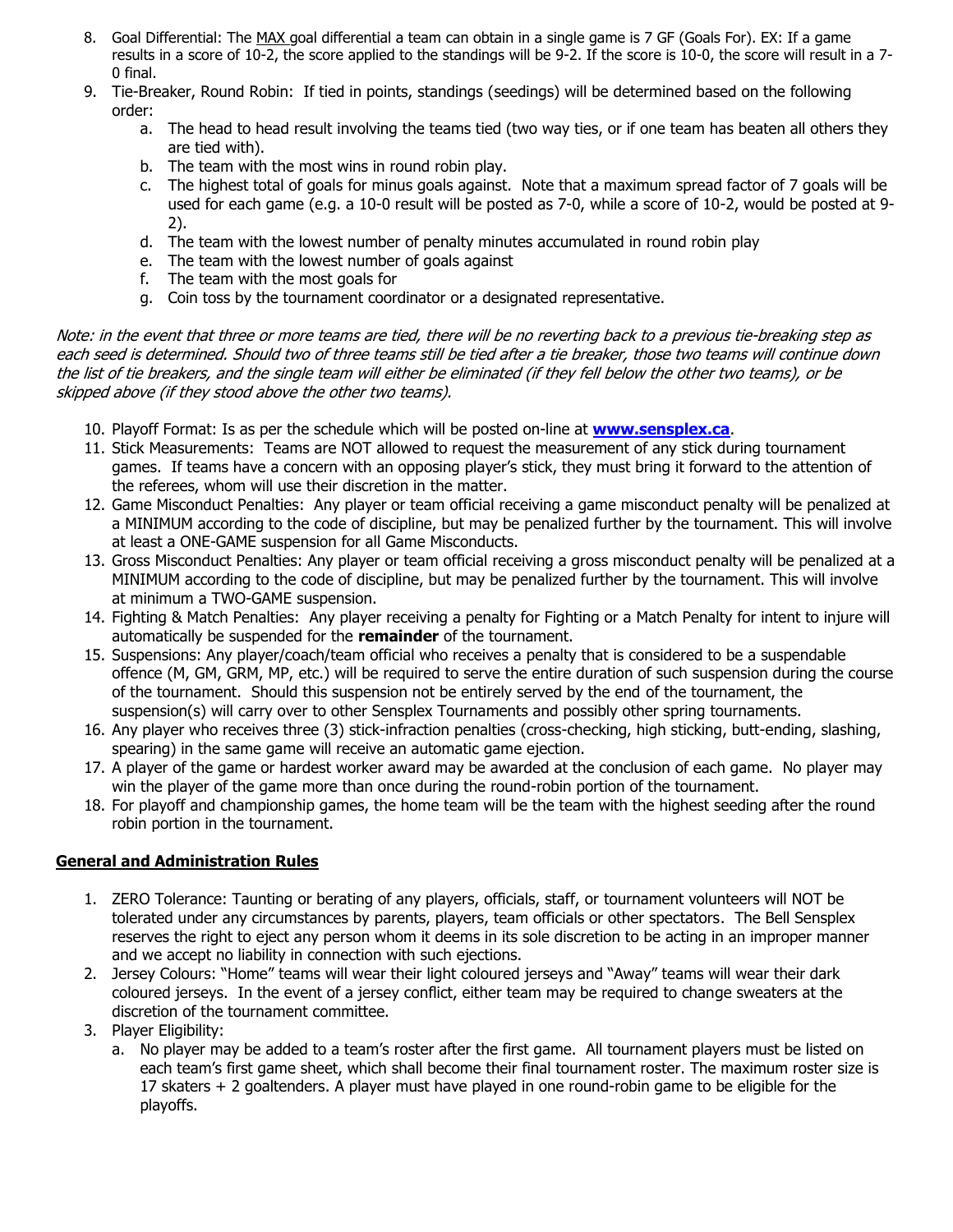8. Goal Differential: The MAX goal differential a team can obtain in a single game is 7 GF (Goals For). EX: If a game results in a score of 10-2, the score applied to the standings will be 9-2. If the score is 10-0, the score will result in a 7-0 final.
9. Tie-Breaker, Round Robin: If tied in points, standings (seedings) will be determined based on the following order:
   a. The head to head result involving the teams tied (two way ties, or if one team has beaten all others they are tied with).
   b. The team with the most wins in round robin play.
   c. The highest total of goals for minus goals against. Note that a maximum spread factor of 7 goals will be used for each game (e.g. a 10-0 result will be posted as 7-0, while a score of 10-2, would be posted at 9-2).
   d. The team with the lowest number of penalty minutes accumulated in round robin play
   e. The team with the lowest number of goals against
   f. The team with the most goals for
   g. Coin toss by the tournament coordinator or a designated representative.

*Note: in the event that three or more teams are tied, there will be no reverting back to a previous tie-breaking step as each seed is determined. Should two of three teams still be tied after a tie breaker, those two teams will continue down the list of tie breakers, and the single team will either be eliminated (if they fell below the other two teams), or be skipped above (if they stood above the other two teams).*

10. Playoff Format: Is as per the schedule which will be posted on-line at **www.sensplex.ca**.
11. Stick Measurements: Teams are NOT allowed to request the measurement of any stick during tournament games. If teams have a concern with an opposing player's stick, they must bring it forward to the attention of the referees, whom will use their discretion in the matter.
12. Game Misconduct Penalties: Any player or team official receiving a game misconduct penalty will be penalized at a MINIMUM according to the code of discipline, but may be penalized further by the tournament. This will involve at least a ONE-GAME suspension for all Game Misconducts.
13. Gross Misconduct Penalties: Any player or team official receiving a gross misconduct penalty will be penalized at a MINIMUM according to the code of discipline, but may be penalized further by the tournament. This will involve at minimum a TWO-GAME suspension.
14. Fighting & Match Penalties: Any player receiving a penalty for Fighting or a Match Penalty for intent to injure will automatically be suspended for the **remainder** of the tournament.
15. Suspensions: Any player/coach/team official who receives a penalty that is considered to be a suspendable offence (M, GM, GRM, MP, etc.) will be required to serve the entire duration of such suspension during the course of the tournament. Should this suspension not be entirely served by the end of the tournament, the suspension(s) will carry over to other Sensplex Tournaments and possibly other spring tournaments.
16. Any player who receives three (3) stick-infraction penalties (cross-checking, high sticking, butt-ending, slashing, spearing) in the same game will receive an automatic game ejection.
17. A player of the game or hardest worker award may be awarded at the conclusion of each game. No player may win the player of the game more than once during the round-robin portion of the tournament.
18. For playoff and championship games, the home team will be the team with the highest seeding after the round robin portion in the tournament.

## General and Administration Rules

1. ZERO Tolerance: Taunting or berating of any players, officials, staff, or tournament volunteers will NOT be tolerated under any circumstances by parents, players, team officials or other spectators. The Bell Sensplex reserves the right to eject any person whom it deems in its sole discretion to be acting in an improper manner and we accept no liability in connection with such ejections.
2. Jersey Colours: "Home" teams will wear their light coloured jerseys and "Away" teams will wear their dark coloured jerseys. In the event of a jersey conflict, either team may be required to change sweaters at the discretion of the tournament committee.
3. Player Eligibility:
   a. No player may be added to a team's roster after the first game. All tournament players must be listed on each team's first game sheet, which shall become their final tournament roster. The maximum roster size is 17 skaters + 2 goaltenders. A player must have played in one round-robin game to be eligible for the playoffs.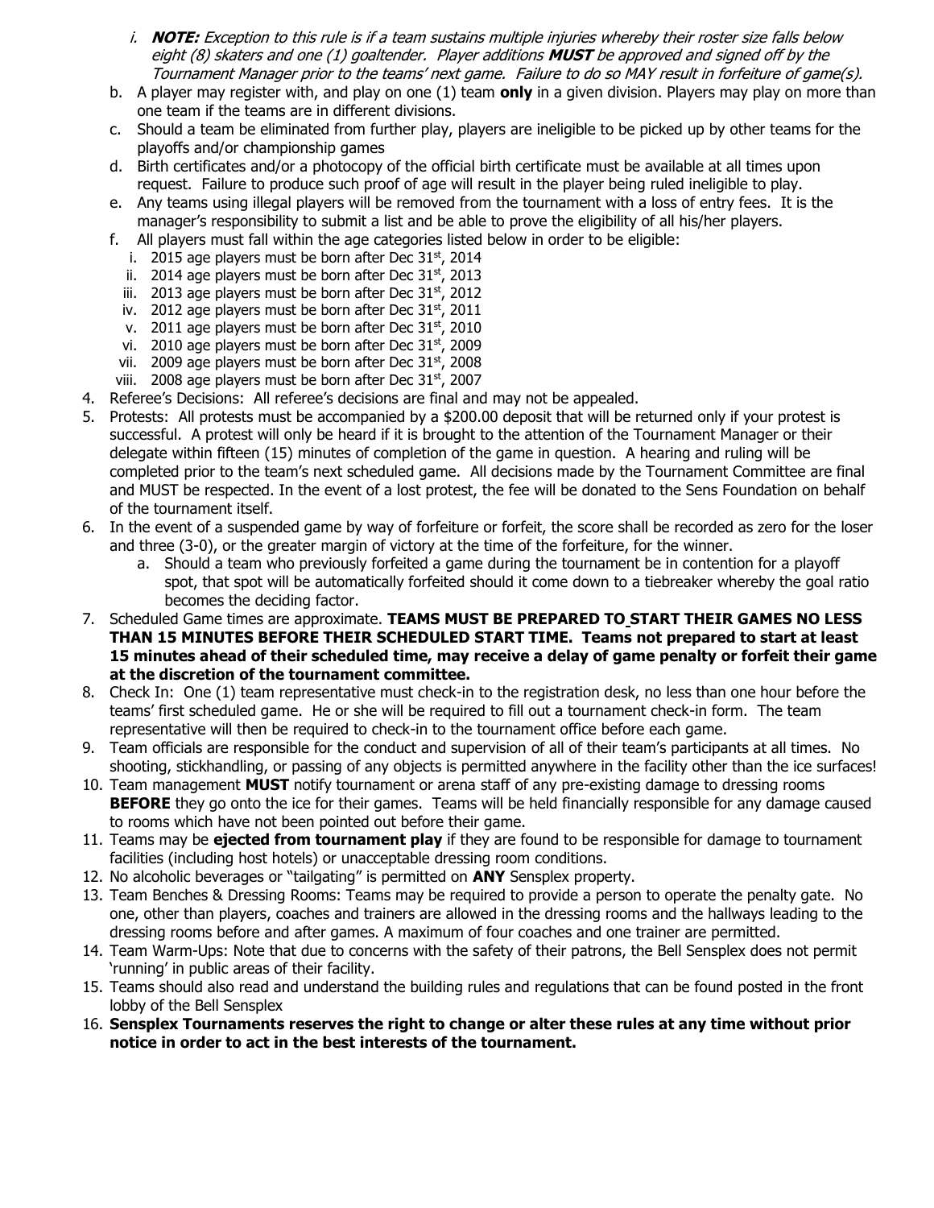i. ***NOTE:*** *Exception to this rule is if a team sustains multiple injuries whereby their roster size falls below eight (8) skaters and one (1) goaltender. Player additions **MUST** be approved and signed off by the Tournament Manager prior to the teams' next game. Failure to do so MAY result in forfeiture of game(s).*

   b. A player may register with, and play on one (1) team **only** in a given division. Players may play on more than one team if the teams are in different divisions.
   c. Should a team be eliminated from further play, players are ineligible to be picked up by other teams for the playoffs and/or championship games
   d. Birth certificates and/or a photocopy of the official birth certificate must be available at all times upon request. Failure to produce such proof of age will result in the player being ruled ineligible to play.
   e. Any teams using illegal players will be removed from the tournament with a loss of entry fees. It is the manager's responsibility to submit a list and be able to prove the eligibility of all his/her players.
   f. All players must fall within the age categories listed below in order to be eligible:
      i. 2015 age players must be born after Dec 31st, 2014
      ii. 2014 age players must be born after Dec 31st, 2013
      iii. 2013 age players must be born after Dec 31st, 2012
      iv. 2012 age players must be born after Dec 31st, 2011
      v. 2011 age players must be born after Dec 31st, 2010
      vi. 2010 age players must be born after Dec 31st, 2009
      vii. 2009 age players must be born after Dec 31st, 2008
      viii. 2008 age players must be born after Dec 31st, 2007

4. Referee's Decisions: All referee's decisions are final and may not be appealed.
5. Protests: All protests must be accompanied by a $200.00 deposit that will be returned only if your protest is successful. A protest will only be heard if it is brought to the attention of the Tournament Manager or their delegate within fifteen (15) minutes of completion of the game in question. A hearing and ruling will be completed prior to the team's next scheduled game. All decisions made by the Tournament Committee are final and MUST be respected. In the event of a lost protest, the fee will be donated to the Sens Foundation on behalf of the tournament itself.
6. In the event of a suspended game by way of forfeiture or forfeit, the score shall be recorded as zero for the loser and three (3-0), or the greater margin of victory at the time of the forfeiture, for the winner.
   a. Should a team who previously forfeited a game during the tournament be in contention for a playoff spot, that spot will be automatically forfeited should it come down to a tiebreaker whereby the goal ratio becomes the deciding factor.
7. Scheduled Game times are approximate. **TEAMS MUST BE PREPARED TO START THEIR GAMES NO LESS THAN 15 MINUTES BEFORE THEIR SCHEDULED START TIME. Teams not prepared to start at least 15 minutes ahead of their scheduled time, may receive a delay of game penalty or forfeit their game at the discretion of the tournament committee.**
8. Check In: One (1) team representative must check-in to the registration desk, no less than one hour before the teams' first scheduled game. He or she will be required to fill out a tournament check-in form. The team representative will then be required to check-in to the tournament office before each game.
9. Team officials are responsible for the conduct and supervision of all of their team's participants at all times. No shooting, stickhandling, or passing of any objects is permitted anywhere in the facility other than the ice surfaces!
10. Team management **MUST** notify tournament or arena staff of any pre-existing damage to dressing rooms **BEFORE** they go onto the ice for their games. Teams will be held financially responsible for any damage caused to rooms which have not been pointed out before their game.
11. Teams may be **ejected from tournament play** if they are found to be responsible for damage to tournament facilities (including host hotels) or unacceptable dressing room conditions.
12. No alcoholic beverages or "tailgating" is permitted on **ANY** Sensplex property.
13. Team Benches & Dressing Rooms: Teams may be required to provide a person to operate the penalty gate. No one, other than players, coaches and trainers are allowed in the dressing rooms and the hallways leading to the dressing rooms before and after games. A maximum of four coaches and one trainer are permitted.
14. Team Warm-Ups: Note that due to concerns with the safety of their patrons, the Bell Sensplex does not permit 'running' in public areas of their facility.
15. Teams should also read and understand the building rules and regulations that can be found posted in the front lobby of the Bell Sensplex
16. **Sensplex Tournaments reserves the right to change or alter these rules at any time without prior notice in order to act in the best interests of the tournament.**